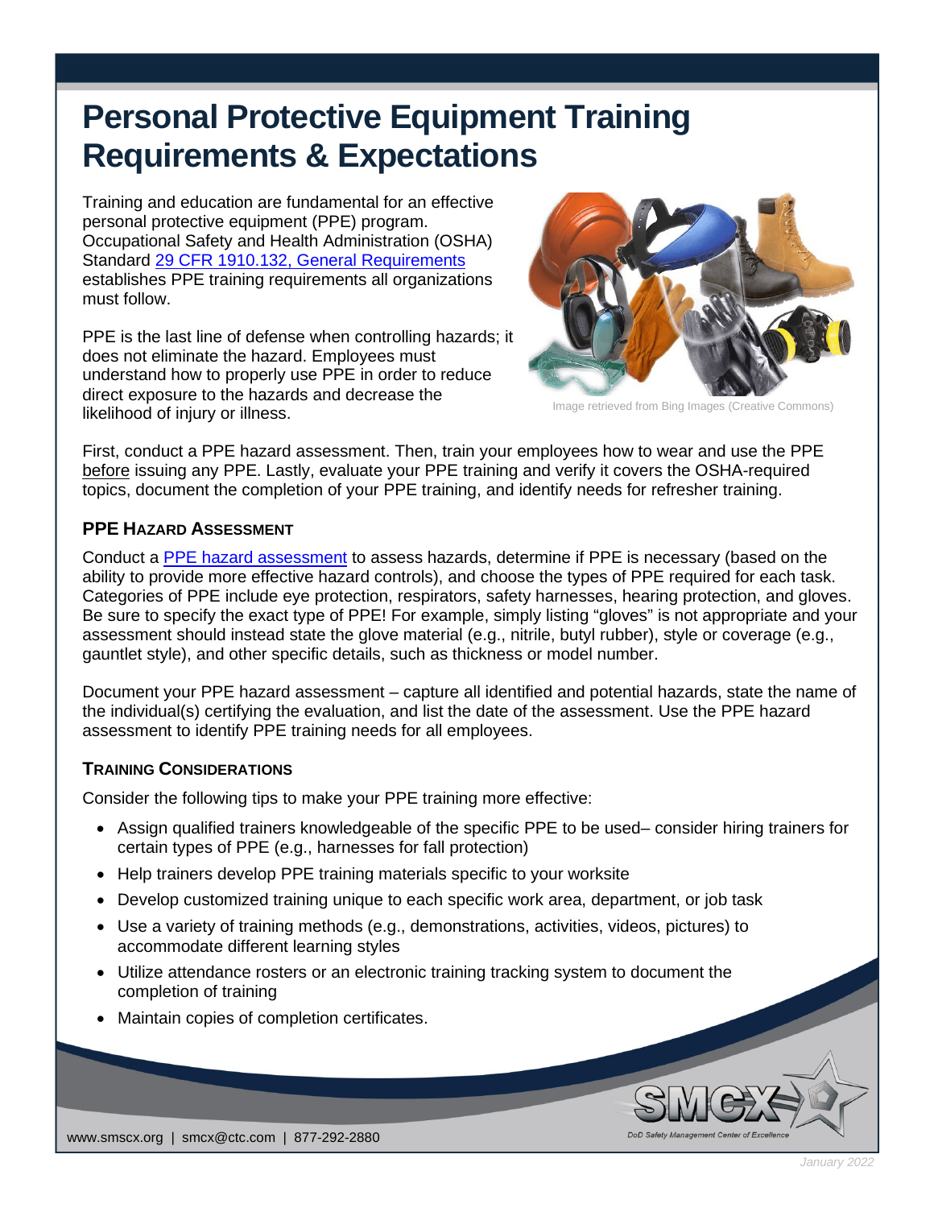# Personal Protective Equipment Training Requirements & Expectations

Training and education are fundamental for an effective personal protective equipment (PPE) program. Occupational Safety and Health Administration (OSHA) Standard [29 CFR 1910.132, General Requirements](29 CFR 1910.132, General Requirements) establishes PPE training requirements all organizations must follow.

PPE is the last line of defense when controlling hazards; it does not eliminate the hazard. Employees must understand how to properly use PPE in order to reduce direct exposure to the hazards and decrease the likelihood of injury or illness.

Image retrieved from Bing Images (Creative Commons)

First, conduct a PPE hazard assessment. Then, train your employees how to wear and use the PPE before issuing any PPE. Lastly, evaluate your PPE training and verify it covers the OSHA-required topics, document the completion of your PPE training, and identify needs for refresher training.

## PPE Hazard Assessment

Conduct a PPE hazard assessment to assess hazards, determine if PPE is necessary (based on the ability to provide more effective hazard controls), and choose the types of PPE required for each task. Categories of PPE include eye protection, respirators, safety harnesses, hearing protection, and gloves. Be sure to specify the exact type of PPE! For example, simply listing "gloves" is not appropriate and your assessment should instead state the glove material (e.g., nitrile, butyl rubber), style or coverage (e.g., gauntlet style), and other specific details, such as thickness or model number.

Document your PPE hazard assessment – capture all identified and potential hazards, state the name of the individual(s) certifying the evaluation, and list the date of the assessment. Use the PPE hazard assessment to identify PPE training needs for all employees.

## Training Considerations

Consider the following tips to make your PPE training more effective:

- Assign qualified trainers knowledgeable of the specific PPE to be used– consider hiring trainers for certain types of PPE (e.g., harnesses for fall protection)
- Help trainers develop PPE training materials specific to your worksite
- Develop customized training unique to each specific work area, department, or job task
- Use a variety of training methods (e.g., demonstrations, activities, videos, pictures) to accommodate different learning styles
- Utilize attendance rosters or an electronic training tracking system to document the completion of training
- Maintain copies of completion certificates.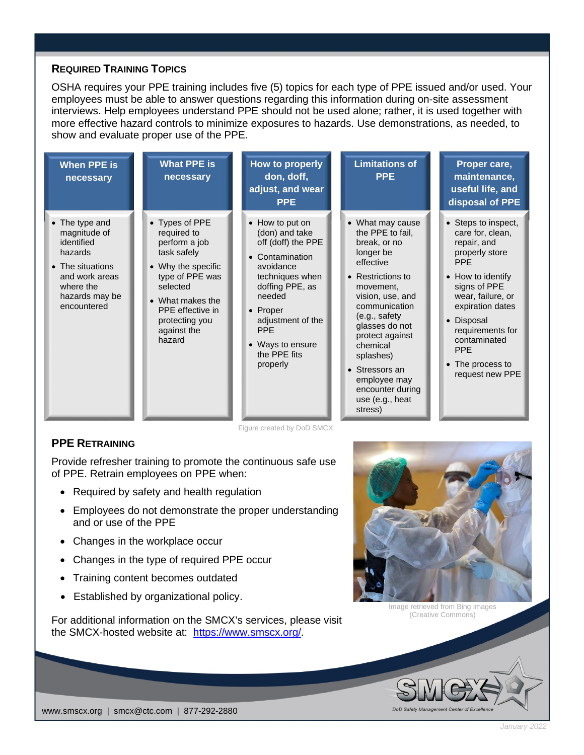## Required Training Topics

OSHA requires your PPE training includes five (5) topics for each type of PPE issued and/or used. Your employees must be able to answer questions regarding this information during on-site assessment interviews. Help employees understand PPE should not be used alone; rather, it is used together with more effective hazard controls to minimize exposures to hazards. Use demonstrations, as needed, to show and evaluate proper use of the PPE.

| When PPE is necessary | What PPE is necessary | How to properly don, doff, adjust, and wear PPE | Limitations of PPE | Proper care, maintenance, useful life, and disposal of PPE |
|---|---|---|---|---|
| • The type and magnitude of identified hazards<br>• The situations and work areas where the hazards may be encountered | • Types of PPE required to perform a job task safely<br>• Why the specific type of PPE was selected<br>• What makes the PPE effective in protecting you against the hazard | • How to put on (don) and take off (doff) the PPE<br>• Contamination avoidance techniques when doffing PPE, as needed<br>• Proper adjustment of the PPE<br>• Ways to ensure the PPE fits properly | • What may cause the PPE to fail, break, or no longer be effective<br>• Restrictions to movement, vision, use, and communication (e.g., safety glasses do not protect against chemical splashes)<br>• Stressors an employee may encounter during use (e.g., heat stress) | • Steps to inspect, care for, clean, repair, and properly store PPE<br>• How to identify signs of PPE wear, failure, or expiration dates<br>• Disposal requirements for contaminated PPE<br>• The process to request new PPE |

Figure created by DoD SMCX

## PPE Retraining

Provide refresher training to promote the continuous safe use of PPE. Retrain employees on PPE when:

- Required by safety and health regulation
- Employees do not demonstrate the proper understanding and or use of the PPE
- Changes in the workplace occur
- Changes in the type of required PPE occur
- Training content becomes outdated
- Established by organizational policy.

For additional information on the SMCX's services, please visit the SMCX-hosted website at: https://www.smscx.org/.

Image retrieved from Bing Images (Creative Commons)

www.smscx.org | smcx@ctc.com | 877-292-2880

January 2022